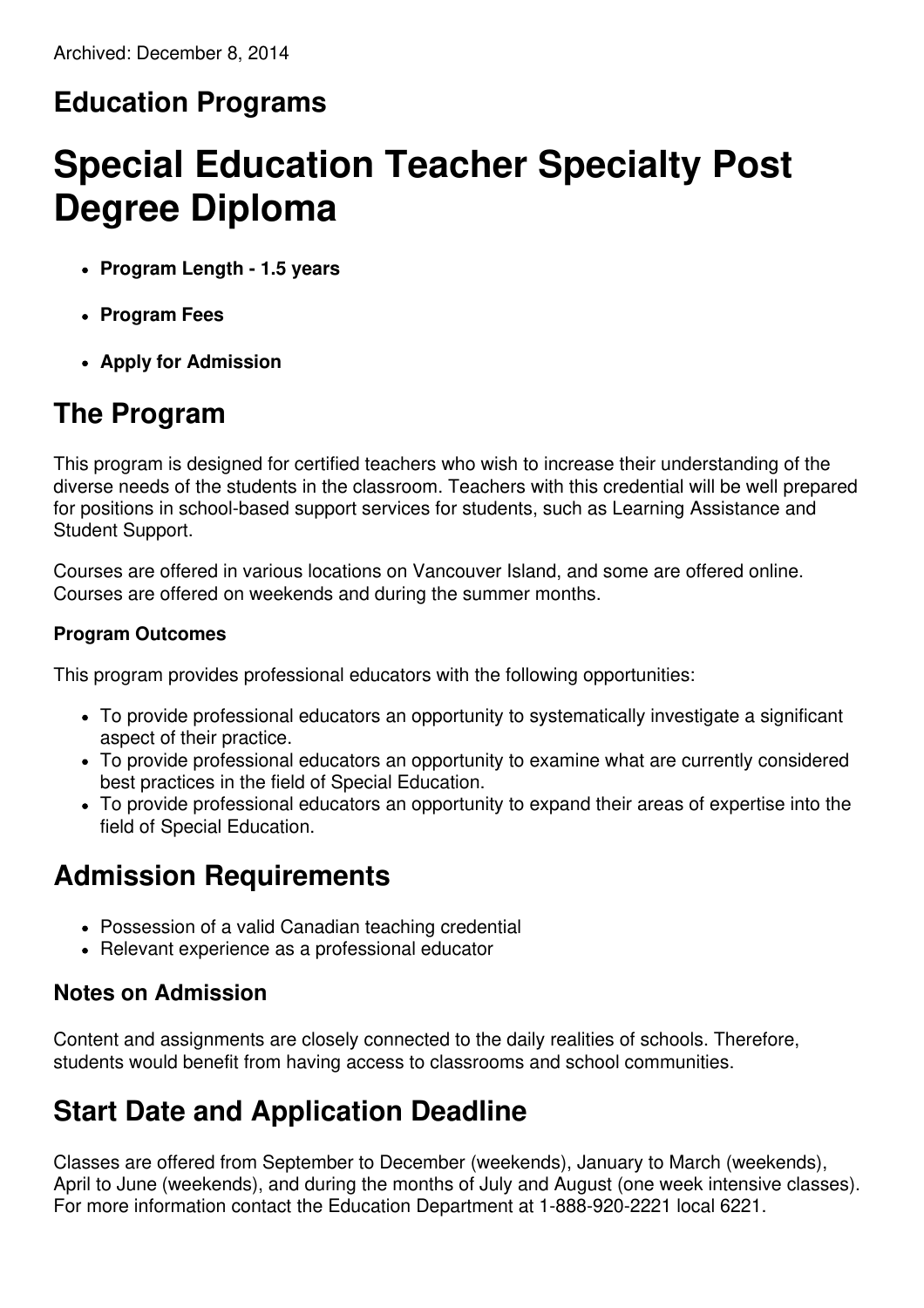Archived: December 8, 2014

## Education Programs

# Special Education Teacher Specialty Post Degree Diploma

- **Program Length - 1.5 years**
- **Program Fees**
- **Apply for Admission**

## The Program

This program is designed for certified teachers who wish to increase their understanding of the diverse needs of the students in the classroom. Teachers with this credential will be well prepared for positions in school-based support services for students, such as Learning Assistance and Student Support.

Courses are offered in various locations on Vancouver Island, and some are offered online. Courses are offered on weekends and during the summer months.

#### Program Outcomes

This program provides professional educators with the following opportunities:

- To provide professional educators an opportunity to systematically investigate a significant aspect of their practice.
- To provide professional educators an opportunity to examine what are currently considered best practices in the field of Special Education.
- To provide professional educators an opportunity to expand their areas of expertise into the field of Special Education.

## Admission Requirements

- Possession of a valid Canadian teaching credential
- Relevant experience as a professional educator

### Notes on Admission

Content and assignments are closely connected to the daily realities of schools. Therefore, students would benefit from having access to classrooms and school communities.

## Start Date and Application Deadline

Classes are offered from September to December (weekends), January to March (weekends), April to June (weekends), and during the months of July and August (one week intensive classes). For more information contact the Education Department at 1-888-920-2221 local 6221.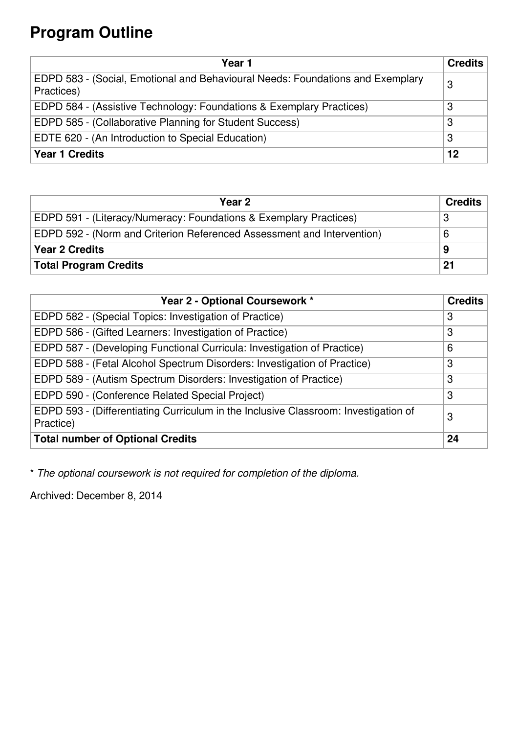# Program Outline

| Year 1 | Credits |
|---|---|
| EDPD 583 - (Social, Emotional and Behavioural Needs: Foundations and Exemplary Practices) | 3 |
| EDPD 584 - (Assistive Technology: Foundations & Exemplary Practices) | 3 |
| EDPD 585 - (Collaborative Planning for Student Success) | 3 |
| EDTE 620 - (An Introduction to Special Education) | 3 |
| **Year 1 Credits** | **12** |

| Year 2 | Credits |
|---|---|
| EDPD 591 - (Literacy/Numeracy: Foundations & Exemplary Practices) | 3 |
| EDPD 592 - (Norm and Criterion Referenced Assessment and Intervention) | 6 |
| **Year 2 Credits** | **9** |
| **Total Program Credits** | **21** |

| Year 2 - Optional Coursework * | Credits |
|---|---|
| EDPD 582 - (Special Topics: Investigation of Practice) | 3 |
| EDPD 586 - (Gifted Learners: Investigation of Practice) | 3 |
| EDPD 587 - (Developing Functional Curricula: Investigation of Practice) | 6 |
| EDPD 588 - (Fetal Alcohol Spectrum Disorders: Investigation of Practice) | 3 |
| EDPD 589 - (Autism Spectrum Disorders: Investigation of Practice) | 3 |
| EDPD 590 - (Conference Related Special Project) | 3 |
| EDPD 593 - (Differentiating Curriculum in the Inclusive Classroom: Investigation of Practice) | 3 |
| **Total number of Optional Credits** | **24** |

\* *The optional coursework is not required for completion of the diploma.*

Archived: December 8, 2014